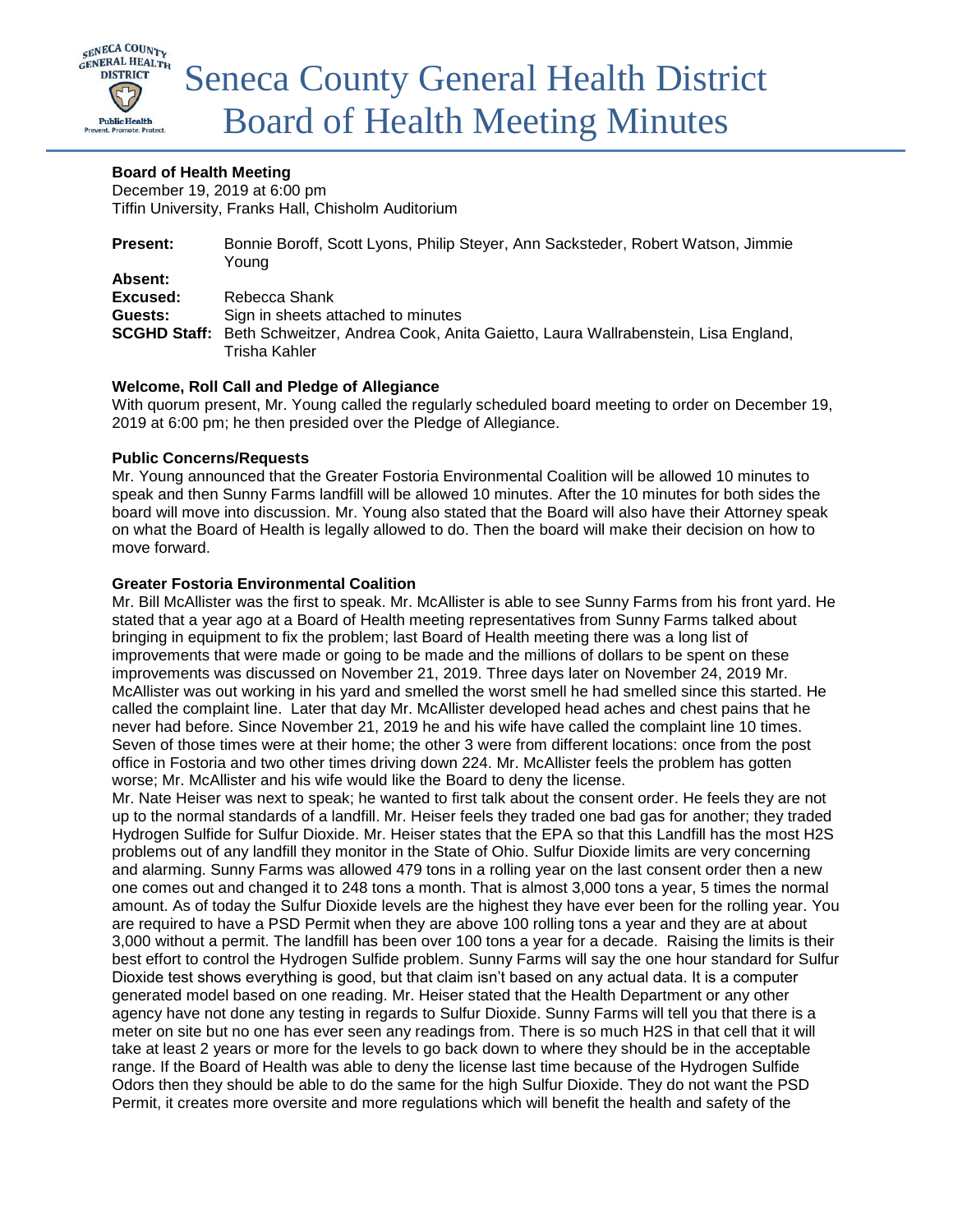# Seneca County General Health District Board of Health Meeting Minutes

**Board of Health Meeting**
December 19, 2019 at 6:00 pm
Tiffin University, Franks Hall, Chisholm Auditorium

| | |
|---|---|
| **Present:** | Bonnie Boroff, Scott Lyons, Philip Steyer, Ann Sacksteder, Robert Watson, Jimmie Young |
| **Absent:** | |
| **Excused:** | Rebecca Shank |
| **Guests:** | Sign in sheets attached to minutes |
| **SCGHD Staff:** | Beth Schweitzer, Andrea Cook, Anita Gaietto, Laura Wallrabenstein, Lisa England, Trisha Kahler |

**Welcome, Roll Call and Pledge of Allegiance**

With quorum present, Mr. Young called the regularly scheduled board meeting to order on December 19, 2019 at 6:00 pm; he then presided over the Pledge of Allegiance.

**Public Concerns/Requests**

Mr. Young announced that the Greater Fostoria Environmental Coalition will be allowed 10 minutes to speak and then Sunny Farms landfill will be allowed 10 minutes. After the 10 minutes for both sides the board will move into discussion. Mr. Young also stated that the Board will also have their Attorney speak on what the Board of Health is legally allowed to do. Then the board will make their decision on how to move forward.

**Greater Fostoria Environmental Coalition**

Mr. Bill McAllister was the first to speak. Mr. McAllister is able to see Sunny Farms from his front yard. He stated that a year ago at a Board of Health meeting representatives from Sunny Farms talked about bringing in equipment to fix the problem; last Board of Health meeting there was a long list of improvements that were made or going to be made and the millions of dollars to be spent on these improvements was discussed on November 21, 2019. Three days later on November 24, 2019 Mr. McAllister was out working in his yard and smelled the worst smell he had smelled since this started. He called the complaint line. Later that day Mr. McAllister developed head aches and chest pains that he never had before. Since November 21, 2019 he and his wife have called the complaint line 10 times. Seven of those times were at their home; the other 3 were from different locations: once from the post office in Fostoria and two other times driving down 224. Mr. McAllister feels the problem has gotten worse; Mr. McAllister and his wife would like the Board to deny the license.

Mr. Nate Heiser was next to speak; he wanted to first talk about the consent order. He feels they are not up to the normal standards of a landfill. Mr. Heiser feels they traded one bad gas for another; they traded Hydrogen Sulfide for Sulfur Dioxide. Mr. Heiser states that the EPA so that this Landfill has the most H2S problems out of any landfill they monitor in the State of Ohio. Sulfur Dioxide limits are very concerning and alarming. Sunny Farms was allowed 479 tons in a rolling year on the last consent order then a new one comes out and changed it to 248 tons a month. That is almost 3,000 tons a year, 5 times the normal amount. As of today the Sulfur Dioxide levels are the highest they have ever been for the rolling year. You are required to have a PSD Permit when they are above 100 rolling tons a year and they are at about 3,000 without a permit. The landfill has been over 100 tons a year for a decade. Raising the limits is their best effort to control the Hydrogen Sulfide problem. Sunny Farms will say the one hour standard for Sulfur Dioxide test shows everything is good, but that claim isn't based on any actual data. It is a computer generated model based on one reading. Mr. Heiser stated that the Health Department or any other agency have not done any testing in regards to Sulfur Dioxide. Sunny Farms will tell you that there is a meter on site but no one has ever seen any readings from. There is so much H2S in that cell that it will take at least 2 years or more for the levels to go back down to where they should be in the acceptable range. If the Board of Health was able to deny the license last time because of the Hydrogen Sulfide Odors then they should be able to do the same for the high Sulfur Dioxide. They do not want the PSD Permit, it creates more oversite and more regulations which will benefit the health and safety of the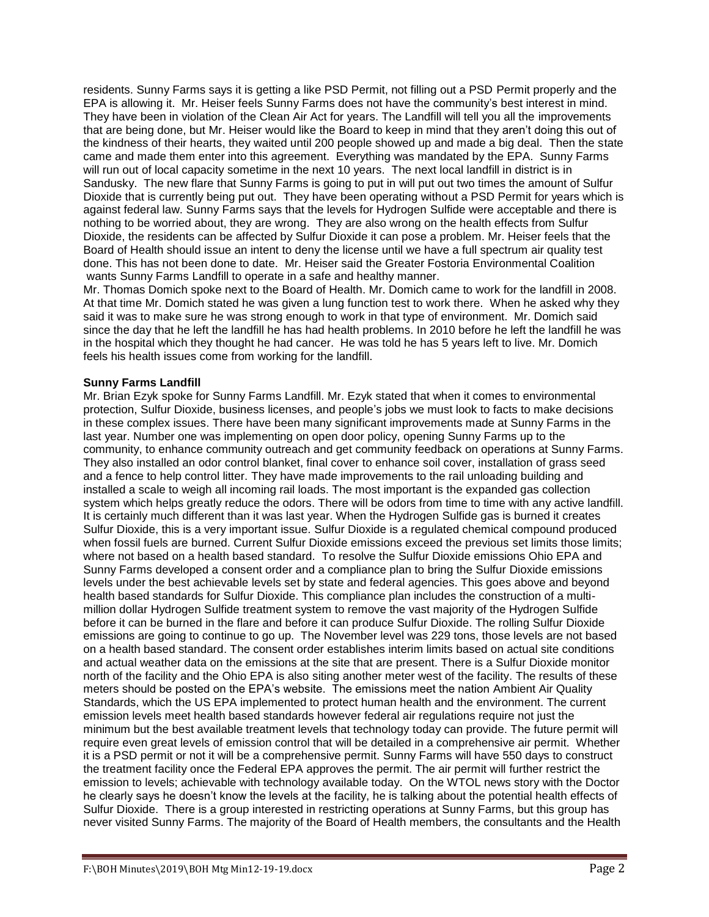residents. Sunny Farms says it is getting a like PSD Permit, not filling out a PSD Permit properly and the EPA is allowing it. Mr. Heiser feels Sunny Farms does not have the community's best interest in mind. They have been in violation of the Clean Air Act for years. The Landfill will tell you all the improvements that are being done, but Mr. Heiser would like the Board to keep in mind that they aren't doing this out of the kindness of their hearts, they waited until 200 people showed up and made a big deal. Then the state came and made them enter into this agreement. Everything was mandated by the EPA. Sunny Farms will run out of local capacity sometime in the next 10 years. The next local landfill in district is in Sandusky. The new flare that Sunny Farms is going to put in will put out two times the amount of Sulfur Dioxide that is currently being put out. They have been operating without a PSD Permit for years which is against federal law. Sunny Farms says that the levels for Hydrogen Sulfide were acceptable and there is nothing to be worried about, they are wrong. They are also wrong on the health effects from Sulfur Dioxide, the residents can be affected by Sulfur Dioxide it can pose a problem. Mr. Heiser feels that the Board of Health should issue an intent to deny the license until we have a full spectrum air quality test done. This has not been done to date. Mr. Heiser said the Greater Fostoria Environmental Coalition wants Sunny Farms Landfill to operate in a safe and healthy manner.

Mr. Thomas Domich spoke next to the Board of Health. Mr. Domich came to work for the landfill in 2008. At that time Mr. Domich stated he was given a lung function test to work there. When he asked why they said it was to make sure he was strong enough to work in that type of environment. Mr. Domich said since the day that he left the landfill he has had health problems. In 2010 before he left the landfill he was in the hospital which they thought he had cancer. He was told he has 5 years left to live. Mr. Domich feels his health issues come from working for the landfill.

**Sunny Farms Landfill**

Mr. Brian Ezyk spoke for Sunny Farms Landfill. Mr. Ezyk stated that when it comes to environmental protection, Sulfur Dioxide, business licenses, and people's jobs we must look to facts to make decisions in these complex issues. There have been many significant improvements made at Sunny Farms in the last year. Number one was implementing on open door policy, opening Sunny Farms up to the community, to enhance community outreach and get community feedback on operations at Sunny Farms. They also installed an odor control blanket, final cover to enhance soil cover, installation of grass seed and a fence to help control litter. They have made improvements to the rail unloading building and installed a scale to weigh all incoming rail loads. The most important is the expanded gas collection system which helps greatly reduce the odors. There will be odors from time to time with any active landfill. It is certainly much different than it was last year. When the Hydrogen Sulfide gas is burned it creates Sulfur Dioxide, this is a very important issue. Sulfur Dioxide is a regulated chemical compound produced when fossil fuels are burned. Current Sulfur Dioxide emissions exceed the previous set limits those limits; where not based on a health based standard. To resolve the Sulfur Dioxide emissions Ohio EPA and Sunny Farms developed a consent order and a compliance plan to bring the Sulfur Dioxide emissions levels under the best achievable levels set by state and federal agencies. This goes above and beyond health based standards for Sulfur Dioxide. This compliance plan includes the construction of a multi-million dollar Hydrogen Sulfide treatment system to remove the vast majority of the Hydrogen Sulfide before it can be burned in the flare and before it can produce Sulfur Dioxide. The rolling Sulfur Dioxide emissions are going to continue to go up. The November level was 229 tons, those levels are not based on a health based standard. The consent order establishes interim limits based on actual site conditions and actual weather data on the emissions at the site that are present. There is a Sulfur Dioxide monitor north of the facility and the Ohio EPA is also siting another meter west of the facility. The results of these meters should be posted on the EPA's website. The emissions meet the nation Ambient Air Quality Standards, which the US EPA implemented to protect human health and the environment. The current emission levels meet health based standards however federal air regulations require not just the minimum but the best available treatment levels that technology today can provide. The future permit will require even great levels of emission control that will be detailed in a comprehensive air permit. Whether it is a PSD permit or not it will be a comprehensive permit. Sunny Farms will have 550 days to construct the treatment facility once the Federal EPA approves the permit. The air permit will further restrict the emission to levels; achievable with technology available today. On the WTOL news story with the Doctor he clearly says he doesn't know the levels at the facility, he is talking about the potential health effects of Sulfur Dioxide. There is a group interested in restricting operations at Sunny Farms, but this group has never visited Sunny Farms. The majority of the Board of Health members, the consultants and the Health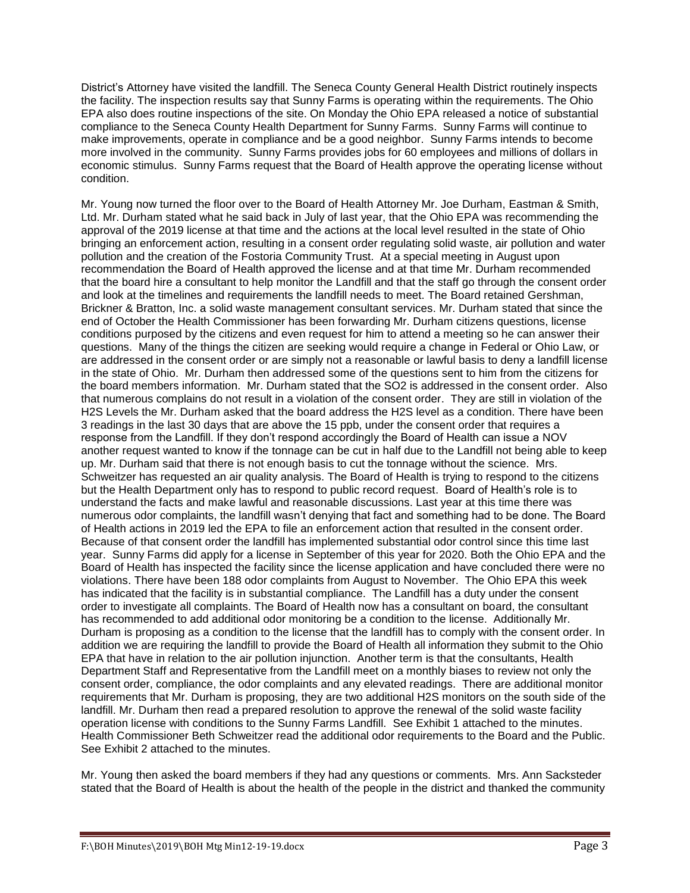District's Attorney have visited the landfill. The Seneca County General Health District routinely inspects the facility. The inspection results say that Sunny Farms is operating within the requirements. The Ohio EPA also does routine inspections of the site. On Monday the Ohio EPA released a notice of substantial compliance to the Seneca County Health Department for Sunny Farms. Sunny Farms will continue to make improvements, operate in compliance and be a good neighbor. Sunny Farms intends to become more involved in the community. Sunny Farms provides jobs for 60 employees and millions of dollars in economic stimulus. Sunny Farms request that the Board of Health approve the operating license without condition.

Mr. Young now turned the floor over to the Board of Health Attorney Mr. Joe Durham, Eastman & Smith, Ltd. Mr. Durham stated what he said back in July of last year, that the Ohio EPA was recommending the approval of the 2019 license at that time and the actions at the local level resulted in the state of Ohio bringing an enforcement action, resulting in a consent order regulating solid waste, air pollution and water pollution and the creation of the Fostoria Community Trust. At a special meeting in August upon recommendation the Board of Health approved the license and at that time Mr. Durham recommended that the board hire a consultant to help monitor the Landfill and that the staff go through the consent order and look at the timelines and requirements the landfill needs to meet. The Board retained Gershman, Brickner & Bratton, Inc. a solid waste management consultant services. Mr. Durham stated that since the end of October the Health Commissioner has been forwarding Mr. Durham citizens questions, license conditions purposed by the citizens and even request for him to attend a meeting so he can answer their questions. Many of the things the citizen are seeking would require a change in Federal or Ohio Law, or are addressed in the consent order or are simply not a reasonable or lawful basis to deny a landfill license in the state of Ohio. Mr. Durham then addressed some of the questions sent to him from the citizens for the board members information. Mr. Durham stated that the SO2 is addressed in the consent order. Also that numerous complains do not result in a violation of the consent order. They are still in violation of the H2S Levels the Mr. Durham asked that the board address the H2S level as a condition. There have been 3 readings in the last 30 days that are above the 15 ppb, under the consent order that requires a response from the Landfill. If they don't respond accordingly the Board of Health can issue a NOV another request wanted to know if the tonnage can be cut in half due to the Landfill not being able to keep up. Mr. Durham said that there is not enough basis to cut the tonnage without the science. Mrs. Schweitzer has requested an air quality analysis. The Board of Health is trying to respond to the citizens but the Health Department only has to respond to public record request. Board of Health's role is to understand the facts and make lawful and reasonable discussions. Last year at this time there was numerous odor complaints, the landfill wasn't denying that fact and something had to be done. The Board of Health actions in 2019 led the EPA to file an enforcement action that resulted in the consent order. Because of that consent order the landfill has implemented substantial odor control since this time last year. Sunny Farms did apply for a license in September of this year for 2020. Both the Ohio EPA and the Board of Health has inspected the facility since the license application and have concluded there were no violations. There have been 188 odor complaints from August to November. The Ohio EPA this week has indicated that the facility is in substantial compliance. The Landfill has a duty under the consent order to investigate all complaints. The Board of Health now has a consultant on board, the consultant has recommended to add additional odor monitoring be a condition to the license. Additionally Mr. Durham is proposing as a condition to the license that the landfill has to comply with the consent order. In addition we are requiring the landfill to provide the Board of Health all information they submit to the Ohio EPA that have in relation to the air pollution injunction. Another term is that the consultants, Health Department Staff and Representative from the Landfill meet on a monthly biases to review not only the consent order, compliance, the odor complaints and any elevated readings. There are additional monitor requirements that Mr. Durham is proposing, they are two additional H2S monitors on the south side of the landfill. Mr. Durham then read a prepared resolution to approve the renewal of the solid waste facility operation license with conditions to the Sunny Farms Landfill. See Exhibit 1 attached to the minutes. Health Commissioner Beth Schweitzer read the additional odor requirements to the Board and the Public. See Exhibit 2 attached to the minutes.

Mr. Young then asked the board members if they had any questions or comments. Mrs. Ann Sacksteder stated that the Board of Health is about the health of the people in the district and thanked the community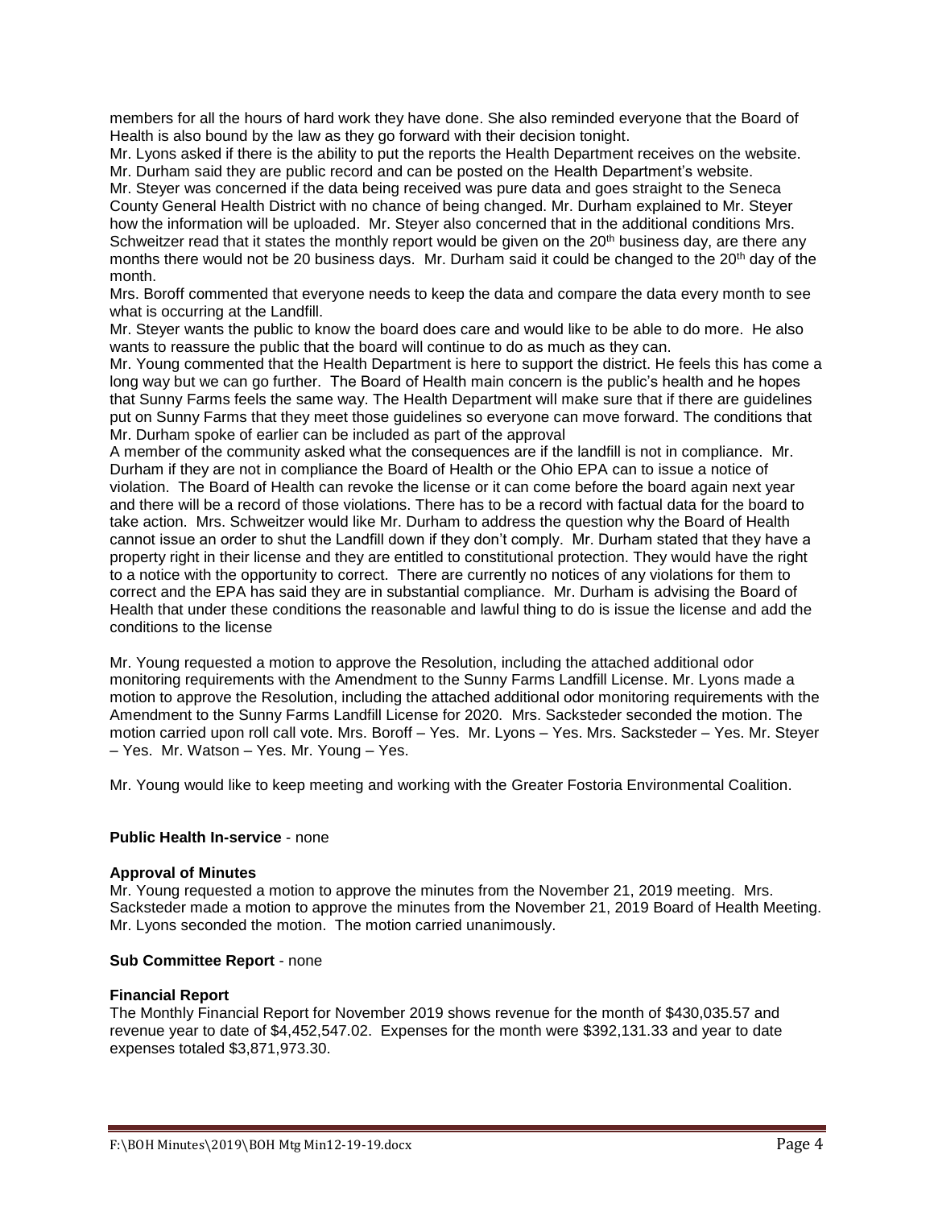members for all the hours of hard work they have done. She also reminded everyone that the Board of Health is also bound by the law as they go forward with their decision tonight.

Mr. Lyons asked if there is the ability to put the reports the Health Department receives on the website. Mr. Durham said they are public record and can be posted on the Health Department's website.

Mr. Steyer was concerned if the data being received was pure data and goes straight to the Seneca County General Health District with no chance of being changed. Mr. Durham explained to Mr. Steyer how the information will be uploaded. Mr. Steyer also concerned that in the additional conditions Mrs. Schweitzer read that it states the monthly report would be given on the 20th business day, are there any months there would not be 20 business days. Mr. Durham said it could be changed to the 20th day of the month.

Mrs. Boroff commented that everyone needs to keep the data and compare the data every month to see what is occurring at the Landfill.

Mr. Steyer wants the public to know the board does care and would like to be able to do more. He also wants to reassure the public that the board will continue to do as much as they can.

Mr. Young commented that the Health Department is here to support the district. He feels this has come a long way but we can go further. The Board of Health main concern is the public's health and he hopes that Sunny Farms feels the same way. The Health Department will make sure that if there are guidelines put on Sunny Farms that they meet those guidelines so everyone can move forward. The conditions that Mr. Durham spoke of earlier can be included as part of the approval

A member of the community asked what the consequences are if the landfill is not in compliance. Mr. Durham if they are not in compliance the Board of Health or the Ohio EPA can to issue a notice of violation. The Board of Health can revoke the license or it can come before the board again next year and there will be a record of those violations. There has to be a record with factual data for the board to take action. Mrs. Schweitzer would like Mr. Durham to address the question why the Board of Health cannot issue an order to shut the Landfill down if they don't comply. Mr. Durham stated that they have a property right in their license and they are entitled to constitutional protection. They would have the right to a notice with the opportunity to correct. There are currently no notices of any violations for them to correct and the EPA has said they are in substantial compliance. Mr. Durham is advising the Board of Health that under these conditions the reasonable and lawful thing to do is issue the license and add the conditions to the license

Mr. Young requested a motion to approve the Resolution, including the attached additional odor monitoring requirements with the Amendment to the Sunny Farms Landfill License. Mr. Lyons made a motion to approve the Resolution, including the attached additional odor monitoring requirements with the Amendment to the Sunny Farms Landfill License for 2020. Mrs. Sacksteder seconded the motion. The motion carried upon roll call vote. Mrs. Boroff – Yes. Mr. Lyons – Yes. Mrs. Sacksteder – Yes. Mr. Steyer – Yes. Mr. Watson – Yes. Mr. Young – Yes.

Mr. Young would like to keep meeting and working with the Greater Fostoria Environmental Coalition.

**Public Health In-service** - none

**Approval of Minutes**

Mr. Young requested a motion to approve the minutes from the November 21, 2019 meeting. Mrs. Sacksteder made a motion to approve the minutes from the November 21, 2019 Board of Health Meeting. Mr. Lyons seconded the motion. The motion carried unanimously.

**Sub Committee Report** - none

**Financial Report**

The Monthly Financial Report for November 2019 shows revenue for the month of $430,035.57 and revenue year to date of $4,452,547.02. Expenses for the month were $392,131.33 and year to date expenses totaled $3,871,973.30.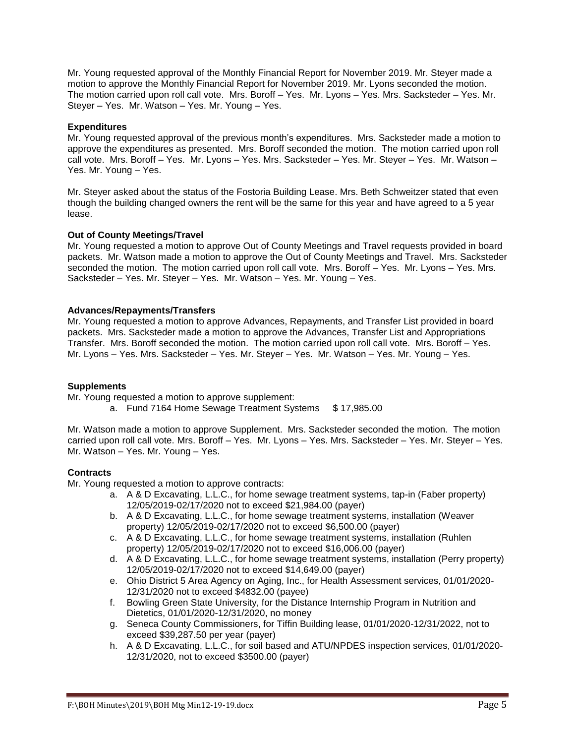Mr. Young requested approval of the Monthly Financial Report for November 2019. Mr. Steyer made a motion to approve the Monthly Financial Report for November 2019. Mr. Lyons seconded the motion. The motion carried upon roll call vote. Mrs. Boroff – Yes. Mr. Lyons – Yes. Mrs. Sacksteder – Yes. Mr. Steyer – Yes. Mr. Watson – Yes. Mr. Young – Yes.

**Expenditures**

Mr. Young requested approval of the previous month's expenditures. Mrs. Sacksteder made a motion to approve the expenditures as presented. Mrs. Boroff seconded the motion. The motion carried upon roll call vote. Mrs. Boroff – Yes. Mr. Lyons – Yes. Mrs. Sacksteder – Yes. Mr. Steyer – Yes. Mr. Watson – Yes. Mr. Young – Yes.

Mr. Steyer asked about the status of the Fostoria Building Lease. Mrs. Beth Schweitzer stated that even though the building changed owners the rent will be the same for this year and have agreed to a 5 year lease.

**Out of County Meetings/Travel**

Mr. Young requested a motion to approve Out of County Meetings and Travel requests provided in board packets. Mr. Watson made a motion to approve the Out of County Meetings and Travel. Mrs. Sacksteder seconded the motion. The motion carried upon roll call vote. Mrs. Boroff – Yes. Mr. Lyons – Yes. Mrs. Sacksteder – Yes. Mr. Steyer – Yes. Mr. Watson – Yes. Mr. Young – Yes.

**Advances/Repayments/Transfers**

Mr. Young requested a motion to approve Advances, Repayments, and Transfer List provided in board packets. Mrs. Sacksteder made a motion to approve the Advances, Transfer List and Appropriations Transfer. Mrs. Boroff seconded the motion. The motion carried upon roll call vote. Mrs. Boroff – Yes. Mr. Lyons – Yes. Mrs. Sacksteder – Yes. Mr. Steyer – Yes. Mr. Watson – Yes. Mr. Young – Yes.

**Supplements**

Mr. Young requested a motion to approve supplement:

a. Fund 7164 Home Sewage Treatment Systems $ 17,985.00

Mr. Watson made a motion to approve Supplement. Mrs. Sacksteder seconded the motion. The motion carried upon roll call vote. Mrs. Boroff – Yes. Mr. Lyons – Yes. Mrs. Sacksteder – Yes. Mr. Steyer – Yes. Mr. Watson – Yes. Mr. Young – Yes.

**Contracts**

Mr. Young requested a motion to approve contracts:

a. A & D Excavating, L.L.C., for home sewage treatment systems, tap-in (Faber property) 12/05/2019-02/17/2020 not to exceed $21,984.00 (payer)
b. A & D Excavating, L.L.C., for home sewage treatment systems, installation (Weaver property) 12/05/2019-02/17/2020 not to exceed $6,500.00 (payer)
c. A & D Excavating, L.L.C., for home sewage treatment systems, installation (Ruhlen property) 12/05/2019-02/17/2020 not to exceed $16,006.00 (payer)
d. A & D Excavating, L.L.C., for home sewage treatment systems, installation (Perry property) 12/05/2019-02/17/2020 not to exceed $14,649.00 (payer)
e. Ohio District 5 Area Agency on Aging, Inc., for Health Assessment services, 01/01/2020-12/31/2020 not to exceed $4832.00 (payee)
f. Bowling Green State University, for the Distance Internship Program in Nutrition and Dietetics, 01/01/2020-12/31/2020, no money
g. Seneca County Commissioners, for Tiffin Building lease, 01/01/2020-12/31/2022, not to exceed $39,287.50 per year (payer)
h. A & D Excavating, L.L.C., for soil based and ATU/NPDES inspection services, 01/01/2020-12/31/2020, not to exceed $3500.00 (payer)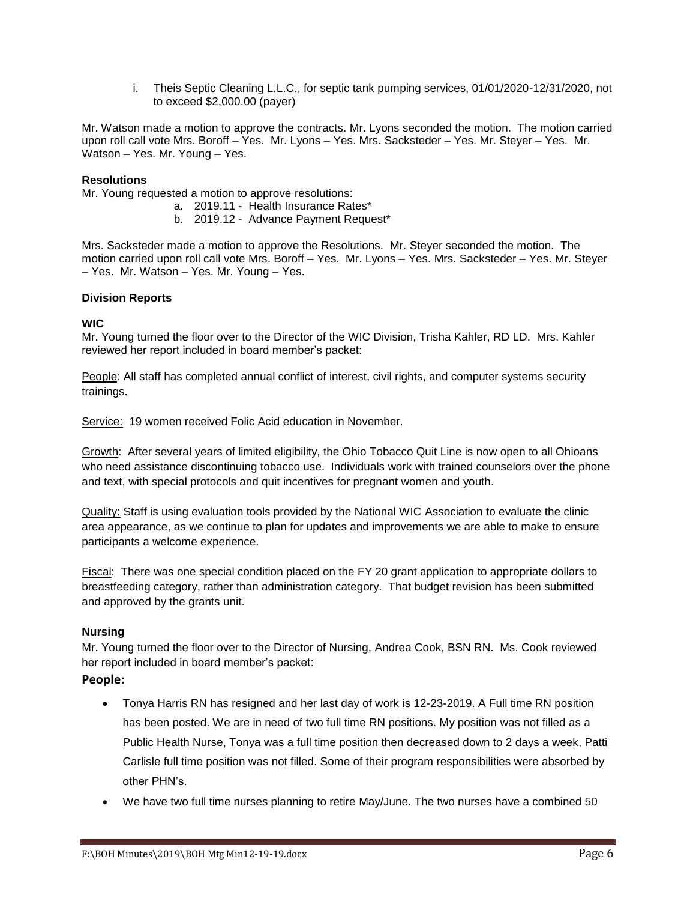i. Theis Septic Cleaning L.L.C., for septic tank pumping services, 01/01/2020-12/31/2020, not to exceed $2,000.00 (payer)

Mr. Watson made a motion to approve the contracts. Mr. Lyons seconded the motion. The motion carried upon roll call vote Mrs. Boroff – Yes. Mr. Lyons – Yes. Mrs. Sacksteder – Yes. Mr. Steyer – Yes. Mr. Watson – Yes. Mr. Young – Yes.

**Resolutions**

Mr. Young requested a motion to approve resolutions:

a. 2019.11 - Health Insurance Rates*
b. 2019.12 - Advance Payment Request*

Mrs. Sacksteder made a motion to approve the Resolutions. Mr. Steyer seconded the motion. The motion carried upon roll call vote Mrs. Boroff – Yes. Mr. Lyons – Yes. Mrs. Sacksteder – Yes. Mr. Steyer – Yes. Mr. Watson – Yes. Mr. Young – Yes.

**Division Reports**

**WIC**

Mr. Young turned the floor over to the Director of the WIC Division, Trisha Kahler, RD LD. Mrs. Kahler reviewed her report included in board member's packet:

People: All staff has completed annual conflict of interest, civil rights, and computer systems security trainings.

Service: 19 women received Folic Acid education in November.

Growth: After several years of limited eligibility, the Ohio Tobacco Quit Line is now open to all Ohioans who need assistance discontinuing tobacco use. Individuals work with trained counselors over the phone and text, with special protocols and quit incentives for pregnant women and youth.

Quality: Staff is using evaluation tools provided by the National WIC Association to evaluate the clinic area appearance, as we continue to plan for updates and improvements we are able to make to ensure participants a welcome experience.

Fiscal: There was one special condition placed on the FY 20 grant application to appropriate dollars to breastfeeding category, rather than administration category. That budget revision has been submitted and approved by the grants unit.

**Nursing**

Mr. Young turned the floor over to the Director of Nursing, Andrea Cook, BSN RN. Ms. Cook reviewed her report included in board member's packet:

**People:**

- Tonya Harris RN has resigned and her last day of work is 12-23-2019. A Full time RN position has been posted. We are in need of two full time RN positions. My position was not filled as a Public Health Nurse, Tonya was a full time position then decreased down to 2 days a week, Patti Carlisle full time position was not filled. Some of their program responsibilities were absorbed by other PHN's.
- We have two full time nurses planning to retire May/June. The two nurses have a combined 50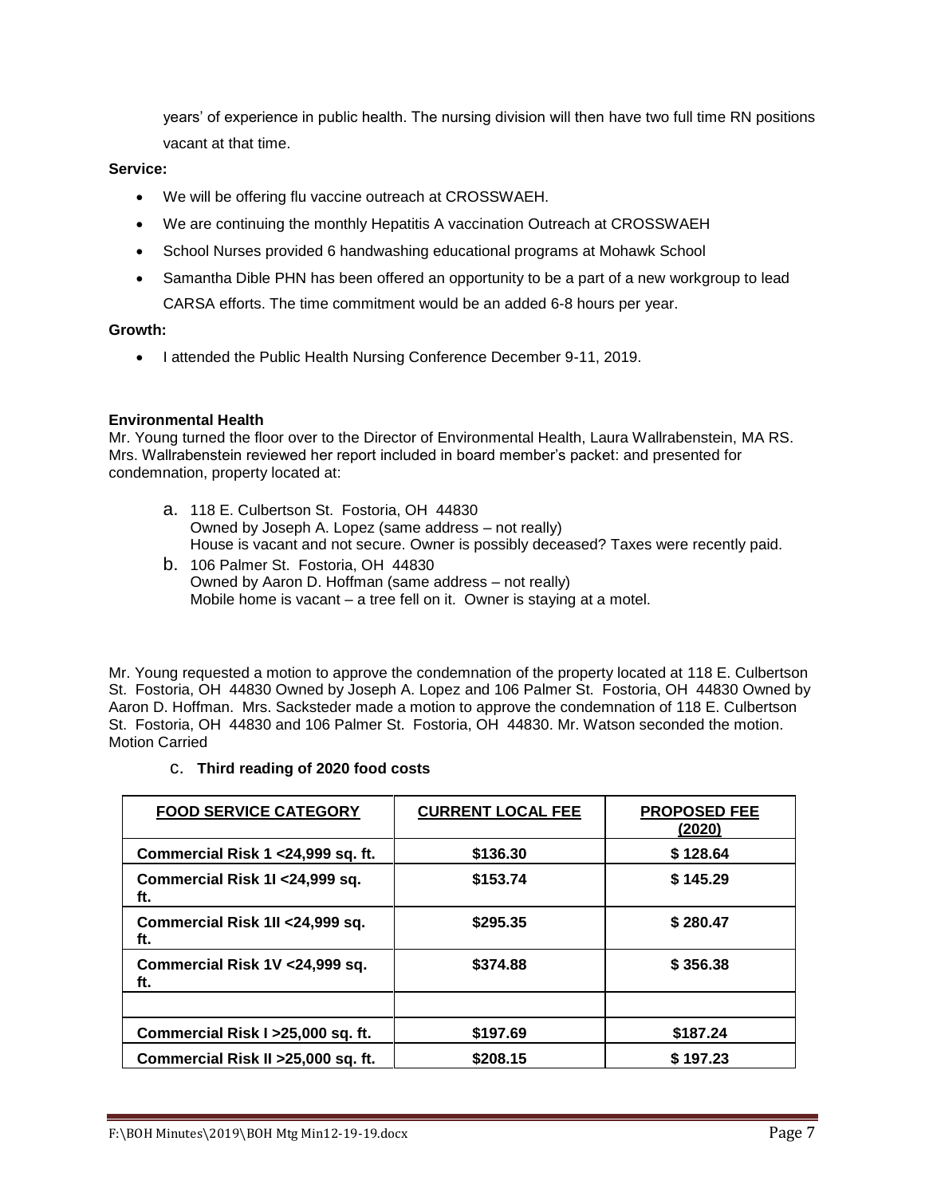years' of experience in public health. The nursing division will then have two full time RN positions vacant at that time.

**Service:**

- We will be offering flu vaccine outreach at CROSSWAEH.
- We are continuing the monthly Hepatitis A vaccination Outreach at CROSSWAEH
- School Nurses provided 6 handwashing educational programs at Mohawk School
- Samantha Dible PHN has been offered an opportunity to be a part of a new workgroup to lead CARSA efforts. The time commitment would be an added 6-8 hours per year.

**Growth:**

- I attended the Public Health Nursing Conference December 9-11, 2019.

**Environmental Health**

Mr. Young turned the floor over to the Director of Environmental Health, Laura Wallrabenstein, MA RS. Mrs. Wallrabenstein reviewed her report included in board member's packet: and presented for condemnation, property located at:

a. 118 E. Culbertson St. Fostoria, OH 44830
   Owned by Joseph A. Lopez (same address – not really)
   House is vacant and not secure. Owner is possibly deceased? Taxes were recently paid.
b. 106 Palmer St. Fostoria, OH 44830
   Owned by Aaron D. Hoffman (same address – not really)
   Mobile home is vacant – a tree fell on it. Owner is staying at a motel.

Mr. Young requested a motion to approve the condemnation of the property located at 118 E. Culbertson St. Fostoria, OH 44830 Owned by Joseph A. Lopez and 106 Palmer St. Fostoria, OH 44830 Owned by Aaron D. Hoffman. Mrs. Sacksteder made a motion to approve the condemnation of 118 E. Culbertson St. Fostoria, OH 44830 and 106 Palmer St. Fostoria, OH 44830. Mr. Watson seconded the motion. Motion Carried

c. **Third reading of 2020 food costs**

| FOOD SERVICE CATEGORY | CURRENT LOCAL FEE | PROPOSED FEE (2020) |
|---|---|---|
| Commercial Risk 1 <24,999 sq. ft. | $136.30 | $ 128.64 |
| Commercial Risk 1I <24,999 sq. ft. | $153.74 | $ 145.29 |
| Commercial Risk 1II <24,999 sq. ft. | $295.35 | $ 280.47 |
| Commercial Risk 1V <24,999 sq. ft. | $374.88 | $ 356.38 |
| | | |
| Commercial Risk I >25,000 sq. ft. | $197.69 | $187.24 |
| Commercial Risk II >25,000 sq. ft. | $208.15 | $ 197.23 |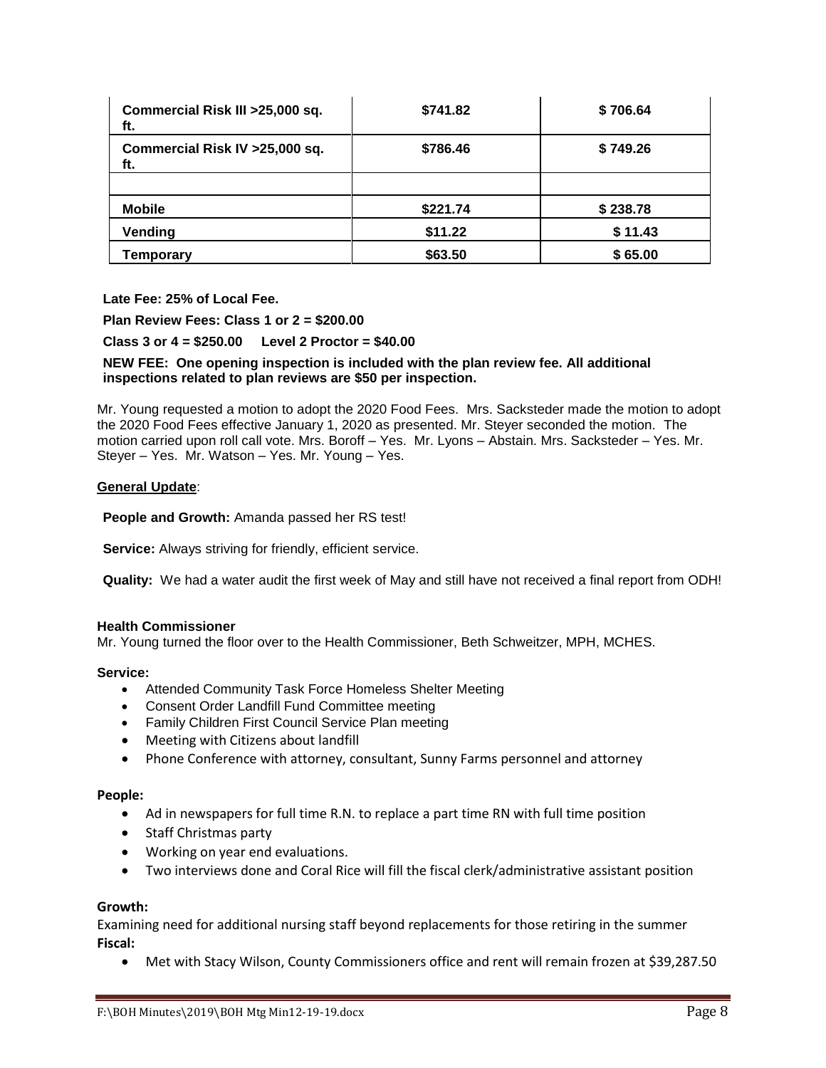| Commercial Risk III >25,000 sq. ft. | $741.82 | $ 706.64 |
|---|---|---|
| Commercial Risk IV >25,000 sq. ft. | $786.46 | $ 749.26 |
| | | |
| Mobile | $221.74 | $ 238.78 |
| Vending | $11.22 | $ 11.43 |
| Temporary | $63.50 | $ 65.00 |

**Late Fee: 25% of Local Fee.**

**Plan Review Fees: Class 1 or 2 = $200.00**

**Class 3 or 4 = $250.00 Level 2 Proctor = $40.00**

**NEW FEE: One opening inspection is included with the plan review fee. All additional inspections related to plan reviews are $50 per inspection.**

Mr. Young requested a motion to adopt the 2020 Food Fees. Mrs. Sacksteder made the motion to adopt the 2020 Food Fees effective January 1, 2020 as presented. Mr. Steyer seconded the motion. The motion carried upon roll call vote. Mrs. Boroff – Yes. Mr. Lyons – Abstain. Mrs. Sacksteder – Yes. Mr. Steyer – Yes. Mr. Watson – Yes. Mr. Young – Yes.

**General Update**:

**People and Growth:** Amanda passed her RS test!

**Service:** Always striving for friendly, efficient service.

**Quality:** We had a water audit the first week of May and still have not received a final report from ODH!

**Health Commissioner**

Mr. Young turned the floor over to the Health Commissioner, Beth Schweitzer, MPH, MCHES.

**Service:**

- Attended Community Task Force Homeless Shelter Meeting
- Consent Order Landfill Fund Committee meeting
- Family Children First Council Service Plan meeting
- Meeting with Citizens about landfill
- Phone Conference with attorney, consultant, Sunny Farms personnel and attorney

**People:**

- Ad in newspapers for full time R.N. to replace a part time RN with full time position
- Staff Christmas party
- Working on year end evaluations.
- Two interviews done and Coral Rice will fill the fiscal clerk/administrative assistant position

**Growth:**

Examining need for additional nursing staff beyond replacements for those retiring in the summer

**Fiscal:**

- Met with Stacy Wilson, County Commissioners office and rent will remain frozen at $39,287.50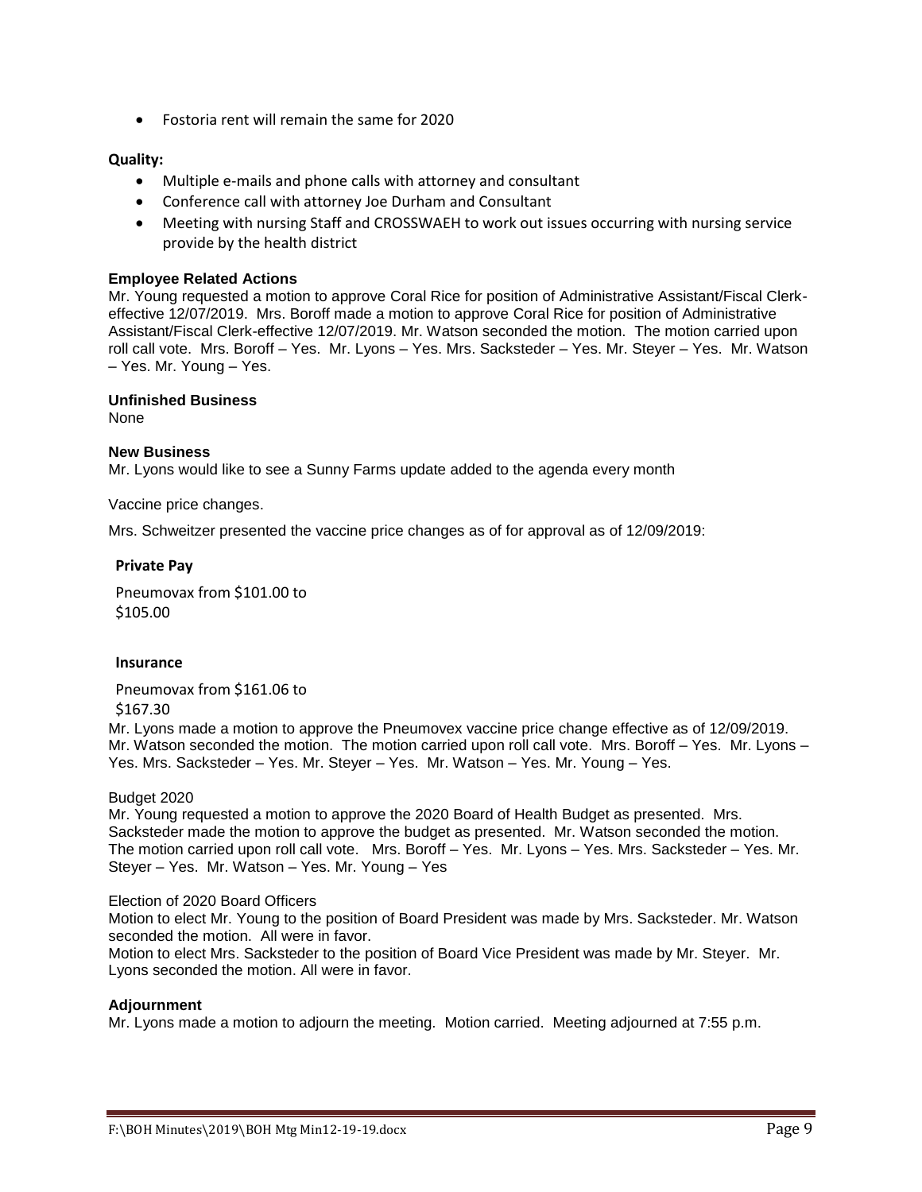- Fostoria rent will remain the same for 2020

**Quality:**

- Multiple e-mails and phone calls with attorney and consultant
- Conference call with attorney Joe Durham and Consultant
- Meeting with nursing Staff and CROSSWAEH to work out issues occurring with nursing service provide by the health district

### Employee Related Actions

Mr. Young requested a motion to approve Coral Rice for position of Administrative Assistant/Fiscal Clerk-effective 12/07/2019. Mrs. Boroff made a motion to approve Coral Rice for position of Administrative Assistant/Fiscal Clerk-effective 12/07/2019. Mr. Watson seconded the motion. The motion carried upon roll call vote. Mrs. Boroff – Yes. Mr. Lyons – Yes. Mrs. Sacksteder – Yes. Mr. Steyer – Yes. Mr. Watson – Yes. Mr. Young – Yes.

### Unfinished Business

None

### New Business

Mr. Lyons would like to see a Sunny Farms update added to the agenda every month

Vaccine price changes.

Mrs. Schweitzer presented the vaccine price changes as of for approval as of 12/09/2019:

**Private Pay**

Pneumovax from $101.00 to $105.00

**Insurance**

Pneumovax from $161.06 to $167.30

Mr. Lyons made a motion to approve the Pneumovex vaccine price change effective as of 12/09/2019. Mr. Watson seconded the motion. The motion carried upon roll call vote. Mrs. Boroff – Yes. Mr. Lyons – Yes. Mrs. Sacksteder – Yes. Mr. Steyer – Yes. Mr. Watson – Yes. Mr. Young – Yes.

Budget 2020

Mr. Young requested a motion to approve the 2020 Board of Health Budget as presented. Mrs. Sacksteder made the motion to approve the budget as presented. Mr. Watson seconded the motion. The motion carried upon roll call vote. Mrs. Boroff – Yes. Mr. Lyons – Yes. Mrs. Sacksteder – Yes. Mr. Steyer – Yes. Mr. Watson – Yes. Mr. Young – Yes

Election of 2020 Board Officers

Motion to elect Mr. Young to the position of Board President was made by Mrs. Sacksteder. Mr. Watson seconded the motion. All were in favor.

Motion to elect Mrs. Sacksteder to the position of Board Vice President was made by Mr. Steyer. Mr. Lyons seconded the motion. All were in favor.

### Adjournment

Mr. Lyons made a motion to adjourn the meeting. Motion carried. Meeting adjourned at 7:55 p.m.